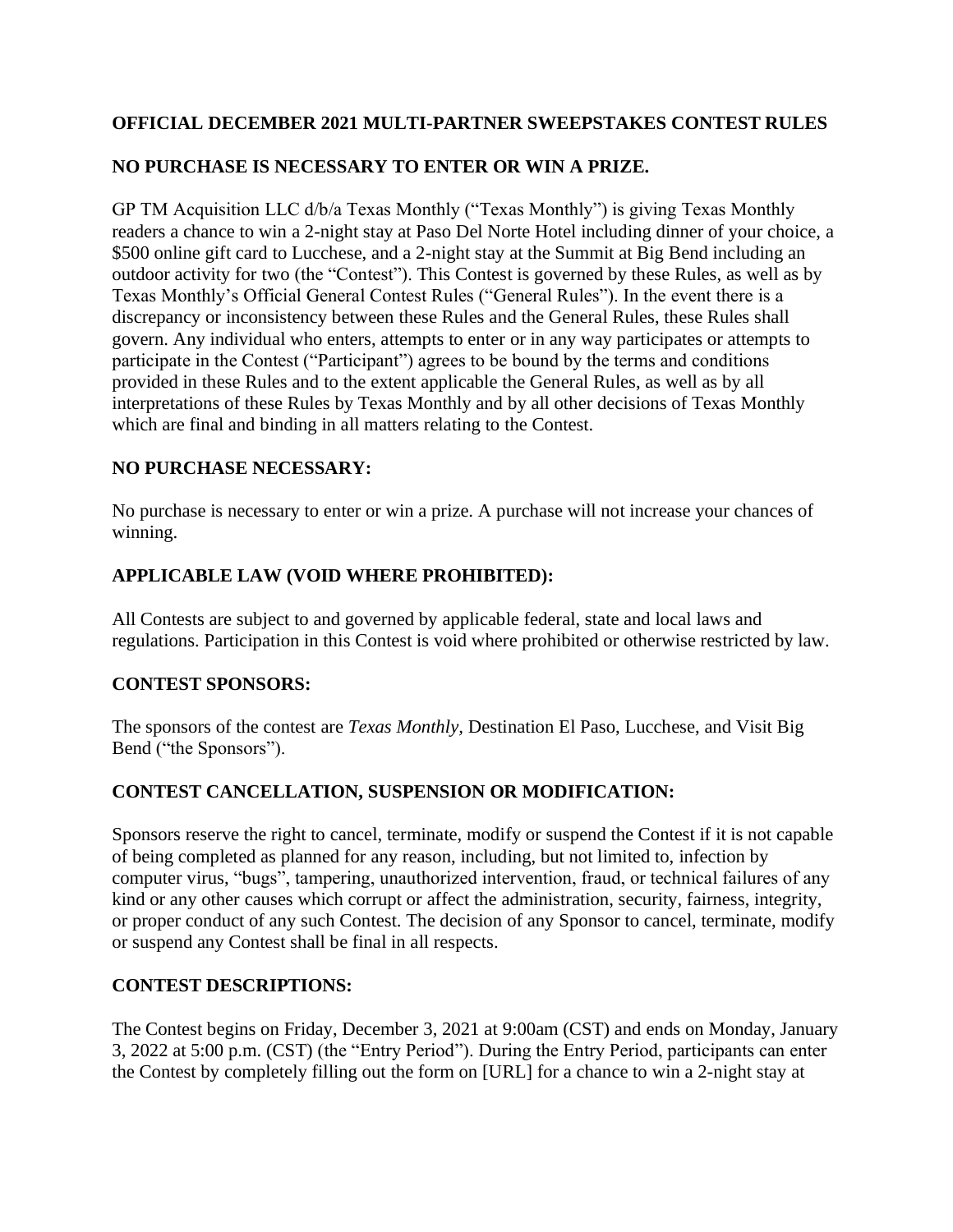**OFFICIAL DECEMBER 2021 MULTI-PARTNER SWEEPSTAKES CONTEST RULES**

**NO PURCHASE IS NECESSARY TO ENTER OR WIN A PRIZE.**

GP TM Acquisition LLC d/b/a Texas Monthly ("Texas Monthly") is giving Texas Monthly readers a chance to win a 2-night stay at Paso Del Norte Hotel including dinner of your choice, a $500 online gift card to Lucchese, and a 2-night stay at the Summit at Big Bend including an outdoor activity for two (the "Contest"). This Contest is governed by these Rules, as well as by Texas Monthly's Official General Contest Rules ("General Rules"). In the event there is a discrepancy or inconsistency between these Rules and the General Rules, these Rules shall govern. Any individual who enters, attempts to enter or in any way participates or attempts to participate in the Contest ("Participant") agrees to be bound by the terms and conditions provided in these Rules and to the extent applicable the General Rules, as well as by all interpretations of these Rules by Texas Monthly and by all other decisions of Texas Monthly which are final and binding in all matters relating to the Contest.

**NO PURCHASE NECESSARY:**

No purchase is necessary to enter or win a prize. A purchase will not increase your chances of winning.

**APPLICABLE LAW (VOID WHERE PROHIBITED):**

All Contests are subject to and governed by applicable federal, state and local laws and regulations. Participation in this Contest is void where prohibited or otherwise restricted by law.

**CONTEST SPONSORS:**

The sponsors of the contest are *Texas Monthly*, Destination El Paso, Lucchese, and Visit Big Bend ("the Sponsors").

**CONTEST CANCELLATION, SUSPENSION OR MODIFICATION:**

Sponsors reserve the right to cancel, terminate, modify or suspend the Contest if it is not capable of being completed as planned for any reason, including, but not limited to, infection by computer virus, "bugs", tampering, unauthorized intervention, fraud, or technical failures of any kind or any other causes which corrupt or affect the administration, security, fairness, integrity, or proper conduct of any such Contest. The decision of any Sponsor to cancel, terminate, modify or suspend any Contest shall be final in all respects.

**CONTEST DESCRIPTIONS:**

The Contest begins on Friday, December 3, 2021 at 9:00am (CST) and ends on Monday, January 3, 2022 at 5:00 p.m. (CST) (the "Entry Period"). During the Entry Period, participants can enter the Contest by completely filling out the form on [URL] for a chance to win a 2-night stay at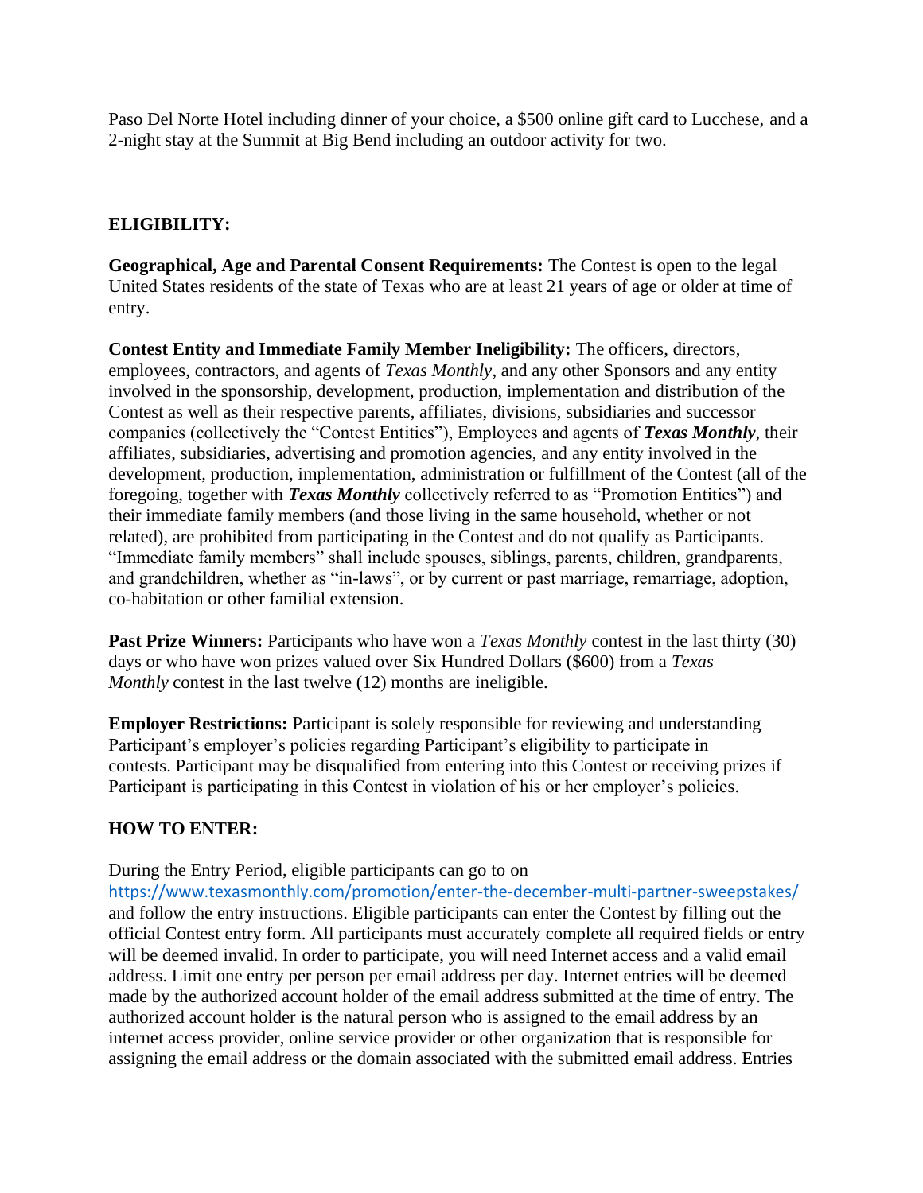Paso Del Norte Hotel including dinner of your choice, a $500 online gift card to Lucchese, and a 2-night stay at the Summit at Big Bend including an outdoor activity for two.

## ELIGIBILITY:

**Geographical, Age and Parental Consent Requirements:** The Contest is open to the legal United States residents of the state of Texas who are at least 21 years of age or older at time of entry.

**Contest Entity and Immediate Family Member Ineligibility:** The officers, directors, employees, contractors, and agents of *Texas Monthly*, and any other Sponsors and any entity involved in the sponsorship, development, production, implementation and distribution of the Contest as well as their respective parents, affiliates, divisions, subsidiaries and successor companies (collectively the "Contest Entities"), Employees and agents of ***Texas Monthly***, their affiliates, subsidiaries, advertising and promotion agencies, and any entity involved in the development, production, implementation, administration or fulfillment of the Contest (all of the foregoing, together with ***Texas Monthly*** collectively referred to as "Promotion Entities") and their immediate family members (and those living in the same household, whether or not related), are prohibited from participating in the Contest and do not qualify as Participants. "Immediate family members" shall include spouses, siblings, parents, children, grandparents, and grandchildren, whether as "in-laws", or by current or past marriage, remarriage, adoption, co-habitation or other familial extension.

**Past Prize Winners:** Participants who have won a *Texas Monthly* contest in the last thirty (30) days or who have won prizes valued over Six Hundred Dollars ($600) from a *Texas Monthly* contest in the last twelve (12) months are ineligible.

**Employer Restrictions:** Participant is solely responsible for reviewing and understanding Participant's employer's policies regarding Participant's eligibility to participate in contests. Participant may be disqualified from entering into this Contest or receiving prizes if Participant is participating in this Contest in violation of his or her employer's policies.

## HOW TO ENTER:

During the Entry Period, eligible participants can go to on https://www.texasmonthly.com/promotion/enter-the-december-multi-partner-sweepstakes/ and follow the entry instructions. Eligible participants can enter the Contest by filling out the official Contest entry form. All participants must accurately complete all required fields or entry will be deemed invalid. In order to participate, you will need Internet access and a valid email address. Limit one entry per person per email address per day. Internet entries will be deemed made by the authorized account holder of the email address submitted at the time of entry. The authorized account holder is the natural person who is assigned to the email address by an internet access provider, online service provider or other organization that is responsible for assigning the email address or the domain associated with the submitted email address. Entries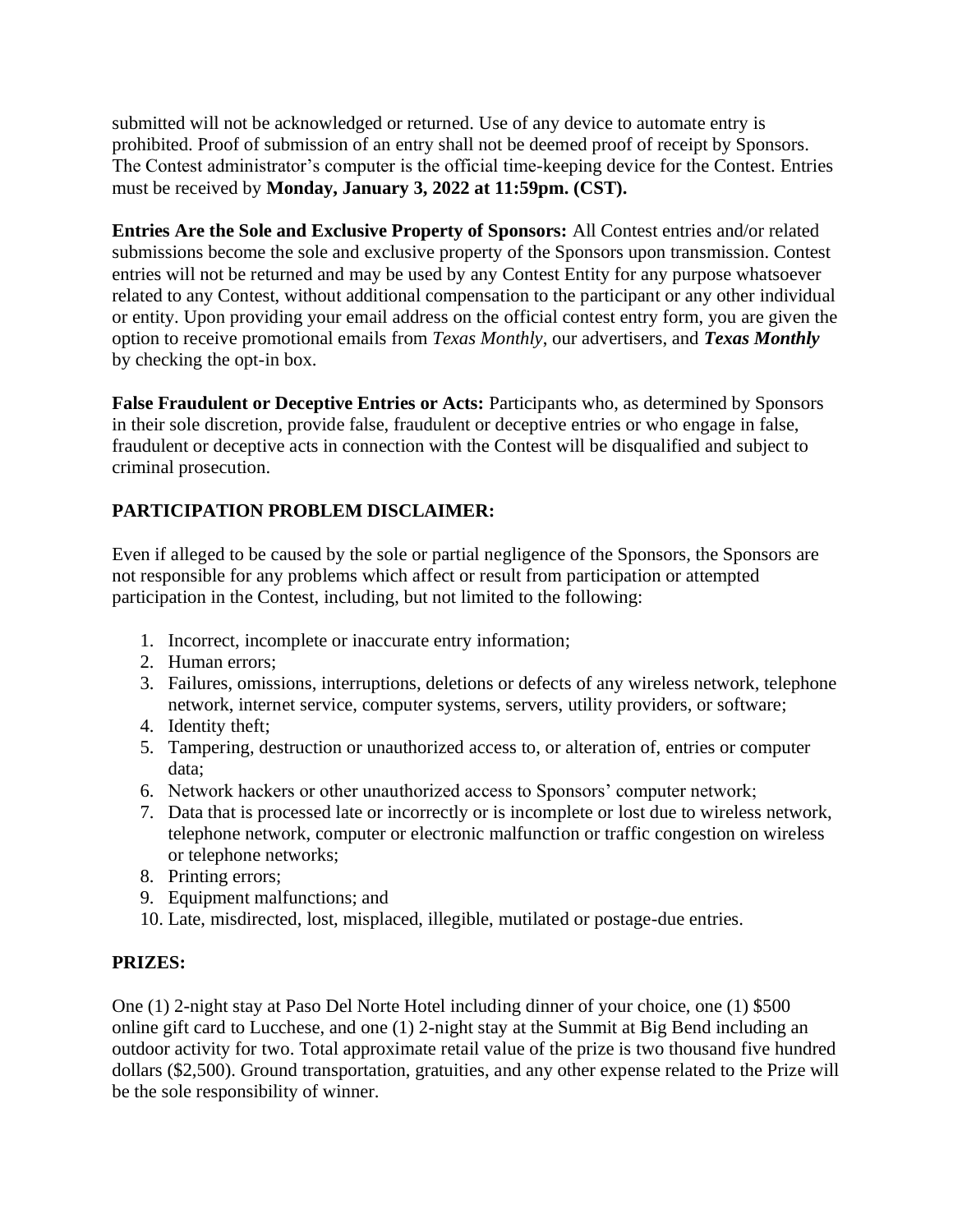submitted will not be acknowledged or returned. Use of any device to automate entry is prohibited. Proof of submission of an entry shall not be deemed proof of receipt by Sponsors. The Contest administrator's computer is the official time-keeping device for the Contest. Entries must be received by **Monday, January 3, 2022 at 11:59pm. (CST).**

**Entries Are the Sole and Exclusive Property of Sponsors:** All Contest entries and/or related submissions become the sole and exclusive property of the Sponsors upon transmission. Contest entries will not be returned and may be used by any Contest Entity for any purpose whatsoever related to any Contest, without additional compensation to the participant or any other individual or entity. Upon providing your email address on the official contest entry form, you are given the option to receive promotional emails from *Texas Monthly*, our advertisers, and ***Texas Monthly*** by checking the opt-in box.

**False Fraudulent or Deceptive Entries or Acts:** Participants who, as determined by Sponsors in their sole discretion, provide false, fraudulent or deceptive entries or who engage in false, fraudulent or deceptive acts in connection with the Contest will be disqualified and subject to criminal prosecution.

**PARTICIPATION PROBLEM DISCLAIMER:**

Even if alleged to be caused by the sole or partial negligence of the Sponsors, the Sponsors are not responsible for any problems which affect or result from participation or attempted participation in the Contest, including, but not limited to the following:

1. Incorrect, incomplete or inaccurate entry information;
2. Human errors;
3. Failures, omissions, interruptions, deletions or defects of any wireless network, telephone network, internet service, computer systems, servers, utility providers, or software;
4. Identity theft;
5. Tampering, destruction or unauthorized access to, or alteration of, entries or computer data;
6. Network hackers or other unauthorized access to Sponsors' computer network;
7. Data that is processed late or incorrectly or is incomplete or lost due to wireless network, telephone network, computer or electronic malfunction or traffic congestion on wireless or telephone networks;
8. Printing errors;
9. Equipment malfunctions; and
10. Late, misdirected, lost, misplaced, illegible, mutilated or postage-due entries.

**PRIZES:**

One (1) 2-night stay at Paso Del Norte Hotel including dinner of your choice, one (1) $500 online gift card to Lucchese, and one (1) 2-night stay at the Summit at Big Bend including an outdoor activity for two. Total approximate retail value of the prize is two thousand five hundred dollars ($2,500). Ground transportation, gratuities, and any other expense related to the Prize will be the sole responsibility of winner.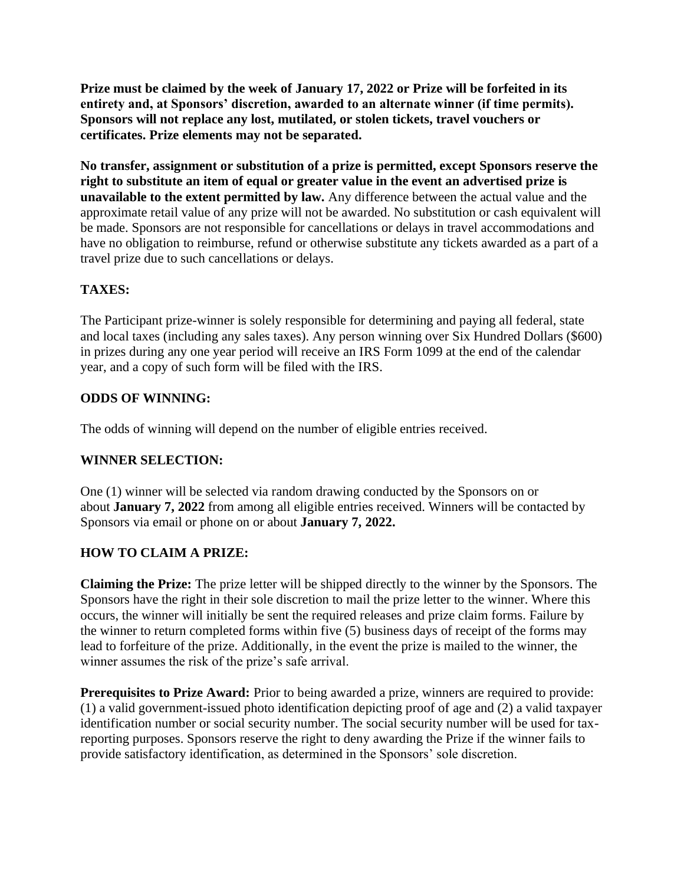**Prize must be claimed by the week of January 17, 2022 or Prize will be forfeited in its entirety and, at Sponsors' discretion, awarded to an alternate winner (if time permits). Sponsors will not replace any lost, mutilated, or stolen tickets, travel vouchers or certificates. Prize elements may not be separated.**

**No transfer, assignment or substitution of a prize is permitted, except Sponsors reserve the right to substitute an item of equal or greater value in the event an advertised prize is unavailable to the extent permitted by law.** Any difference between the actual value and the approximate retail value of any prize will not be awarded. No substitution or cash equivalent will be made. Sponsors are not responsible for cancellations or delays in travel accommodations and have no obligation to reimburse, refund or otherwise substitute any tickets awarded as a part of a travel prize due to such cancellations or delays.

## TAXES:

The Participant prize-winner is solely responsible for determining and paying all federal, state and local taxes (including any sales taxes). Any person winning over Six Hundred Dollars ($600) in prizes during any one year period will receive an IRS Form 1099 at the end of the calendar year, and a copy of such form will be filed with the IRS.

## ODDS OF WINNING:

The odds of winning will depend on the number of eligible entries received.

## WINNER SELECTION:

One (1) winner will be selected via random drawing conducted by the Sponsors on or about **January 7, 2022** from among all eligible entries received. Winners will be contacted by Sponsors via email or phone on or about **January 7, 2022.**

## HOW TO CLAIM A PRIZE:

**Claiming the Prize:** The prize letter will be shipped directly to the winner by the Sponsors. The Sponsors have the right in their sole discretion to mail the prize letter to the winner. Where this occurs, the winner will initially be sent the required releases and prize claim forms. Failure by the winner to return completed forms within five (5) business days of receipt of the forms may lead to forfeiture of the prize. Additionally, in the event the prize is mailed to the winner, the winner assumes the risk of the prize's safe arrival.

**Prerequisites to Prize Award:** Prior to being awarded a prize, winners are required to provide: (1) a valid government-issued photo identification depicting proof of age and (2) a valid taxpayer identification number or social security number. The social security number will be used for tax-reporting purposes. Sponsors reserve the right to deny awarding the Prize if the winner fails to provide satisfactory identification, as determined in the Sponsors' sole discretion.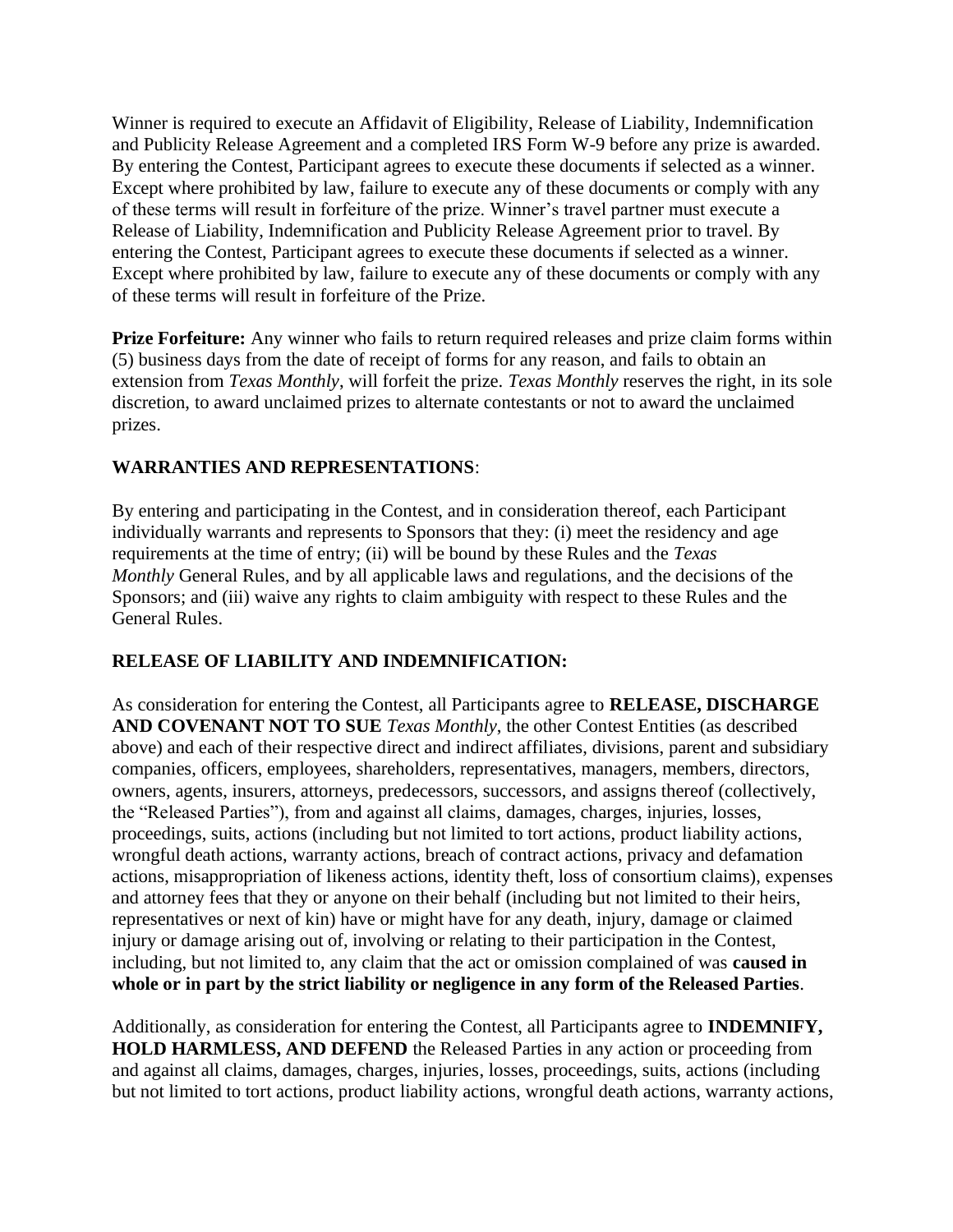Winner is required to execute an Affidavit of Eligibility, Release of Liability, Indemnification and Publicity Release Agreement and a completed IRS Form W-9 before any prize is awarded. By entering the Contest, Participant agrees to execute these documents if selected as a winner. Except where prohibited by law, failure to execute any of these documents or comply with any of these terms will result in forfeiture of the prize. Winner's travel partner must execute a Release of Liability, Indemnification and Publicity Release Agreement prior to travel. By entering the Contest, Participant agrees to execute these documents if selected as a winner. Except where prohibited by law, failure to execute any of these documents or comply with any of these terms will result in forfeiture of the Prize.

**Prize Forfeiture:** Any winner who fails to return required releases and prize claim forms within (5) business days from the date of receipt of forms for any reason, and fails to obtain an extension from *Texas Monthly*, will forfeit the prize. *Texas Monthly* reserves the right, in its sole discretion, to award unclaimed prizes to alternate contestants or not to award the unclaimed prizes.

**WARRANTIES AND REPRESENTATIONS**:

By entering and participating in the Contest, and in consideration thereof, each Participant individually warrants and represents to Sponsors that they: (i) meet the residency and age requirements at the time of entry; (ii) will be bound by these Rules and the *Texas Monthly* General Rules, and by all applicable laws and regulations, and the decisions of the Sponsors; and (iii) waive any rights to claim ambiguity with respect to these Rules and the General Rules.

**RELEASE OF LIABILITY AND INDEMNIFICATION:**

As consideration for entering the Contest, all Participants agree to **RELEASE, DISCHARGE AND COVENANT NOT TO SUE** *Texas Monthly*, the other Contest Entities (as described above) and each of their respective direct and indirect affiliates, divisions, parent and subsidiary companies, officers, employees, shareholders, representatives, managers, members, directors, owners, agents, insurers, attorneys, predecessors, successors, and assigns thereof (collectively, the "Released Parties"), from and against all claims, damages, charges, injuries, losses, proceedings, suits, actions (including but not limited to tort actions, product liability actions, wrongful death actions, warranty actions, breach of contract actions, privacy and defamation actions, misappropriation of likeness actions, identity theft, loss of consortium claims), expenses and attorney fees that they or anyone on their behalf (including but not limited to their heirs, representatives or next of kin) have or might have for any death, injury, damage or claimed injury or damage arising out of, involving or relating to their participation in the Contest, including, but not limited to, any claim that the act or omission complained of was **caused in whole or in part by the strict liability or negligence in any form of the Released Parties**.

Additionally, as consideration for entering the Contest, all Participants agree to **INDEMNIFY, HOLD HARMLESS, AND DEFEND** the Released Parties in any action or proceeding from and against all claims, damages, charges, injuries, losses, proceedings, suits, actions (including but not limited to tort actions, product liability actions, wrongful death actions, warranty actions,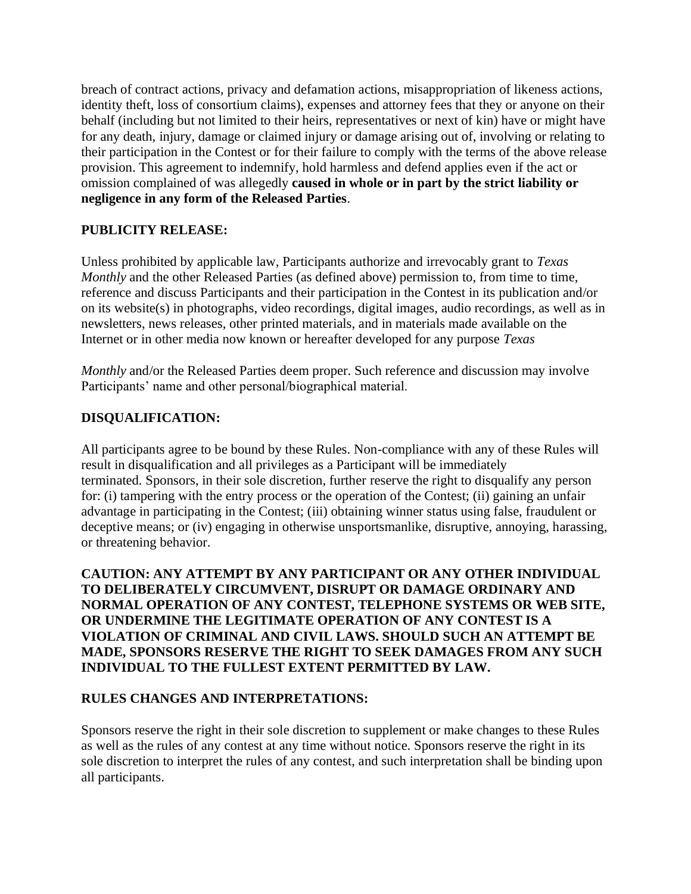breach of contract actions, privacy and defamation actions, misappropriation of likeness actions, identity theft, loss of consortium claims), expenses and attorney fees that they or anyone on their behalf (including but not limited to their heirs, representatives or next of kin) have or might have for any death, injury, damage or claimed injury or damage arising out of, involving or relating to their participation in the Contest or for their failure to comply with the terms of the above release provision. This agreement to indemnify, hold harmless and defend applies even if the act or omission complained of was allegedly **caused in whole or in part by the strict liability or negligence in any form of the Released Parties**.

**PUBLICITY RELEASE:**

Unless prohibited by applicable law, Participants authorize and irrevocably grant to *Texas Monthly* and the other Released Parties (as defined above) permission to, from time to time, reference and discuss Participants and their participation in the Contest in its publication and/or on its website(s) in photographs, video recordings, digital images, audio recordings, as well as in newsletters, news releases, other printed materials, and in materials made available on the Internet or in other media now known or hereafter developed for any purpose *Texas Monthly* and/or the Released Parties deem proper. Such reference and discussion may involve Participants' name and other personal/biographical material.

**DISQUALIFICATION:**

All participants agree to be bound by these Rules. Non-compliance with any of these Rules will result in disqualification and all privileges as a Participant will be immediately terminated. Sponsors, in their sole discretion, further reserve the right to disqualify any person for: (i) tampering with the entry process or the operation of the Contest; (ii) gaining an unfair advantage in participating in the Contest; (iii) obtaining winner status using false, fraudulent or deceptive means; or (iv) engaging in otherwise unsportsmanlike, disruptive, annoying, harassing, or threatening behavior.

**CAUTION: ANY ATTEMPT BY ANY PARTICIPANT OR ANY OTHER INDIVIDUAL TO DELIBERATELY CIRCUMVENT, DISRUPT OR DAMAGE ORDINARY AND NORMAL OPERATION OF ANY CONTEST, TELEPHONE SYSTEMS OR WEB SITE, OR UNDERMINE THE LEGITIMATE OPERATION OF ANY CONTEST IS A VIOLATION OF CRIMINAL AND CIVIL LAWS. SHOULD SUCH AN ATTEMPT BE MADE, SPONSORS RESERVE THE RIGHT TO SEEK DAMAGES FROM ANY SUCH INDIVIDUAL TO THE FULLEST EXTENT PERMITTED BY LAW.**

**RULES CHANGES AND INTERPRETATIONS:**

Sponsors reserve the right in their sole discretion to supplement or make changes to these Rules as well as the rules of any contest at any time without notice. Sponsors reserve the right in its sole discretion to interpret the rules of any contest, and such interpretation shall be binding upon all participants.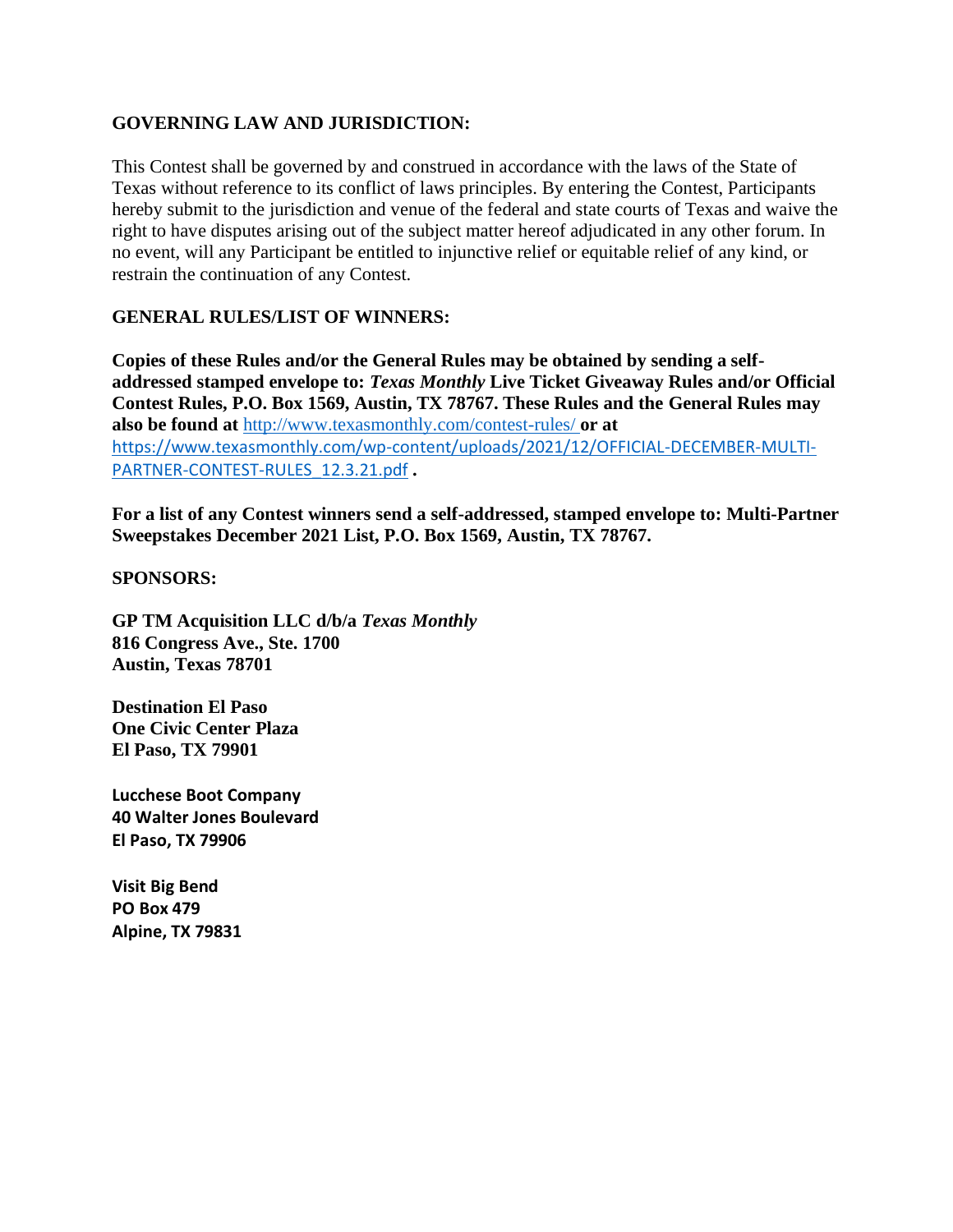**GOVERNING LAW AND JURISDICTION:**

This Contest shall be governed by and construed in accordance with the laws of the State of Texas without reference to its conflict of laws principles. By entering the Contest, Participants hereby submit to the jurisdiction and venue of the federal and state courts of Texas and waive the right to have disputes arising out of the subject matter hereof adjudicated in any other forum. In no event, will any Participant be entitled to injunctive relief or equitable relief of any kind, or restrain the continuation of any Contest.

**GENERAL RULES/LIST OF WINNERS:**

**Copies of these Rules and/or the General Rules may be obtained by sending a self-addressed stamped envelope to: *Texas Monthly* Live Ticket Giveaway Rules and/or Official Contest Rules, P.O. Box 1569, Austin, TX 78767. These Rules and the General Rules may also be found at** http://www.texasmonthly.com/contest-rules/ **or at** https://www.texasmonthly.com/wp-content/uploads/2021/12/OFFICIAL-DECEMBER-MULTI-PARTNER-CONTEST-RULES_12.3.21.pdf **.**

**For a list of any Contest winners send a self-addressed, stamped envelope to: Multi-Partner Sweepstakes December 2021 List, P.O. Box 1569, Austin, TX 78767.**

**SPONSORS:**

**GP TM Acquisition LLC d/b/a *Texas Monthly***
**816 Congress Ave., Ste. 1700**
**Austin, Texas 78701**

**Destination El Paso**
**One Civic Center Plaza**
**El Paso, TX 79901**

**Lucchese Boot Company**
**40 Walter Jones Boulevard**
**El Paso, TX 79906**

**Visit Big Bend**
**PO Box 479**
**Alpine, TX 79831**